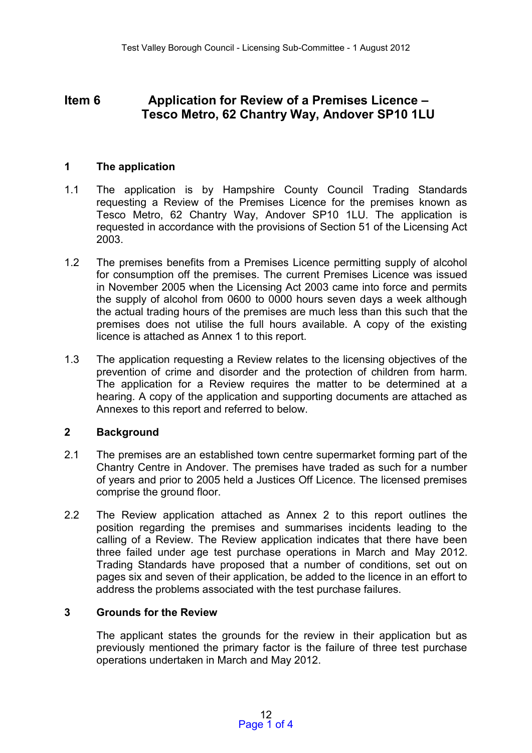# Item 6 Application for Review of a Premises Licence – Tesco Metro, 62 Chantry Way, Andover SP10 1LU

## 1 The application

1.1 The application is by Hampshire County Council Trading Standards requesting a Review of the Premises Licence for the premises known as Tesco Metro, 62 Chantry Way, Andover SP10 1LU. The application is requested in accordance with the provisions of Section 51 of the Licensing Act 2003.

1.2 The premises benefits from a Premises Licence permitting supply of alcohol for consumption off the premises. The current Premises Licence was issued in November 2005 when the Licensing Act 2003 came into force and permits the supply of alcohol from 0600 to 0000 hours seven days a week although the actual trading hours of the premises are much less than this such that the premises does not utilise the full hours available. A copy of the existing licence is attached as Annex 1 to this report.

1.3 The application requesting a Review relates to the licensing objectives of the prevention of crime and disorder and the protection of children from harm. The application for a Review requires the matter to be determined at a hearing. A copy of the application and supporting documents are attached as Annexes to this report and referred to below.

## 2 Background

2.1 The premises are an established town centre supermarket forming part of the Chantry Centre in Andover. The premises have traded as such for a number of years and prior to 2005 held a Justices Off Licence. The licensed premises comprise the ground floor.

2.2 The Review application attached as Annex 2 to this report outlines the position regarding the premises and summarises incidents leading to the calling of a Review. The Review application indicates that there have been three failed under age test purchase operations in March and May 2012. Trading Standards have proposed that a number of conditions, set out on pages six and seven of their application, be added to the licence in an effort to address the problems associated with the test purchase failures.

## 3 Grounds for the Review

The applicant states the grounds for the review in their application but as previously mentioned the primary factor is the failure of three test purchase operations undertaken in March and May 2012.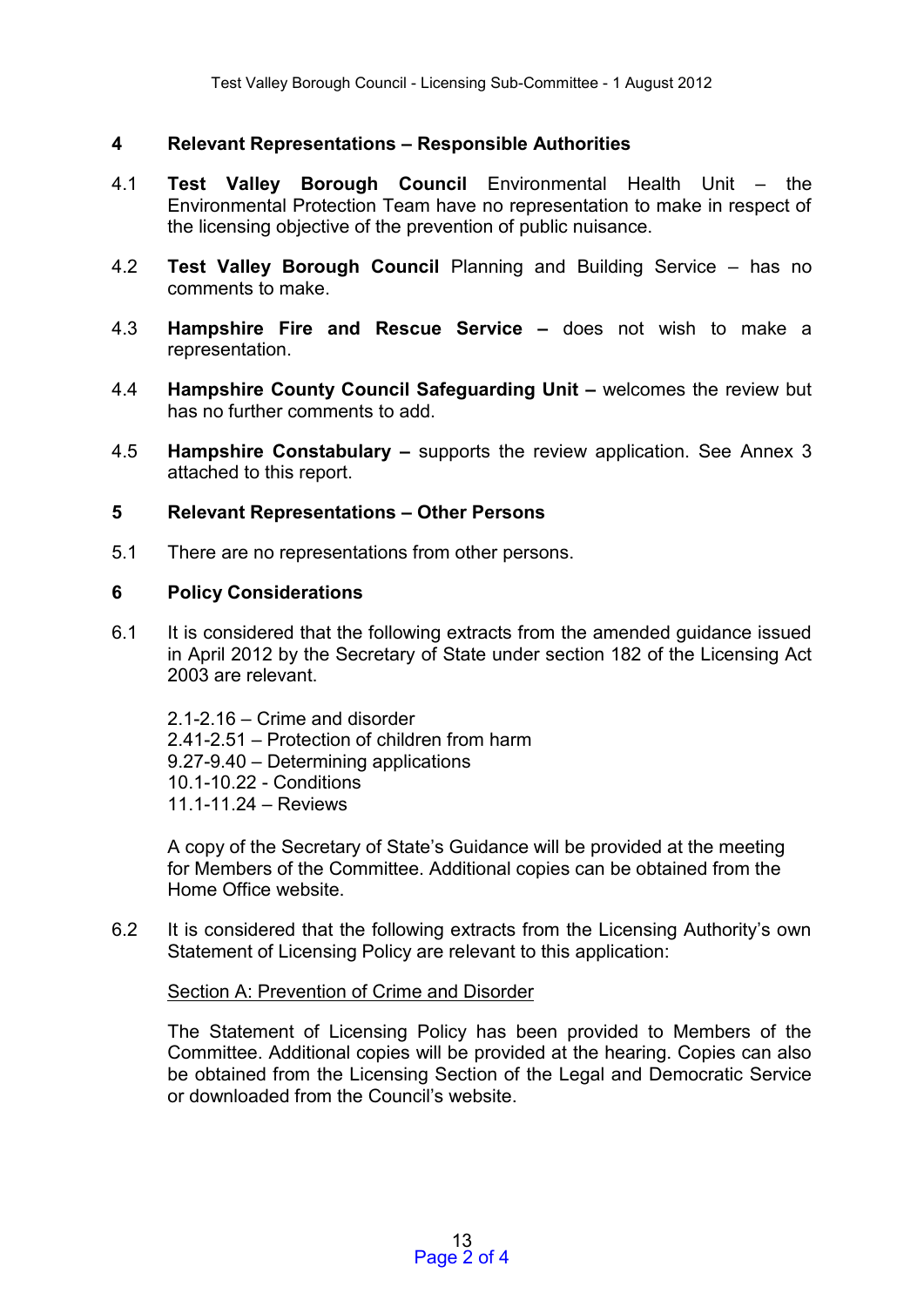## 4 Relevant Representations – Responsible Authorities

4.1 **Test Valley Borough Council** Environmental Health Unit – the Environmental Protection Team have no representation to make in respect of the licensing objective of the prevention of public nuisance.

4.2 **Test Valley Borough Council** Planning and Building Service – has no comments to make.

4.3 **Hampshire Fire and Rescue Service –** does not wish to make a representation.

4.4 **Hampshire County Council Safeguarding Unit –** welcomes the review but has no further comments to add.

4.5 **Hampshire Constabulary –** supports the review application. See Annex 3 attached to this report.

## 5 Relevant Representations – Other Persons

5.1 There are no representations from other persons.

## 6 Policy Considerations

6.1 It is considered that the following extracts from the amended guidance issued in April 2012 by the Secretary of State under section 182 of the Licensing Act 2003 are relevant.

2.1-2.16 – Crime and disorder
2.41-2.51 – Protection of children from harm
9.27-9.40 – Determining applications
10.1-10.22 - Conditions
11.1-11.24 – Reviews

A copy of the Secretary of State's Guidance will be provided at the meeting for Members of the Committee. Additional copies can be obtained from the Home Office website.

6.2 It is considered that the following extracts from the Licensing Authority's own Statement of Licensing Policy are relevant to this application:

<u>Section A: Prevention of Crime and Disorder</u>

The Statement of Licensing Policy has been provided to Members of the Committee. Additional copies will be provided at the hearing. Copies can also be obtained from the Licensing Section of the Legal and Democratic Service or downloaded from the Council's website.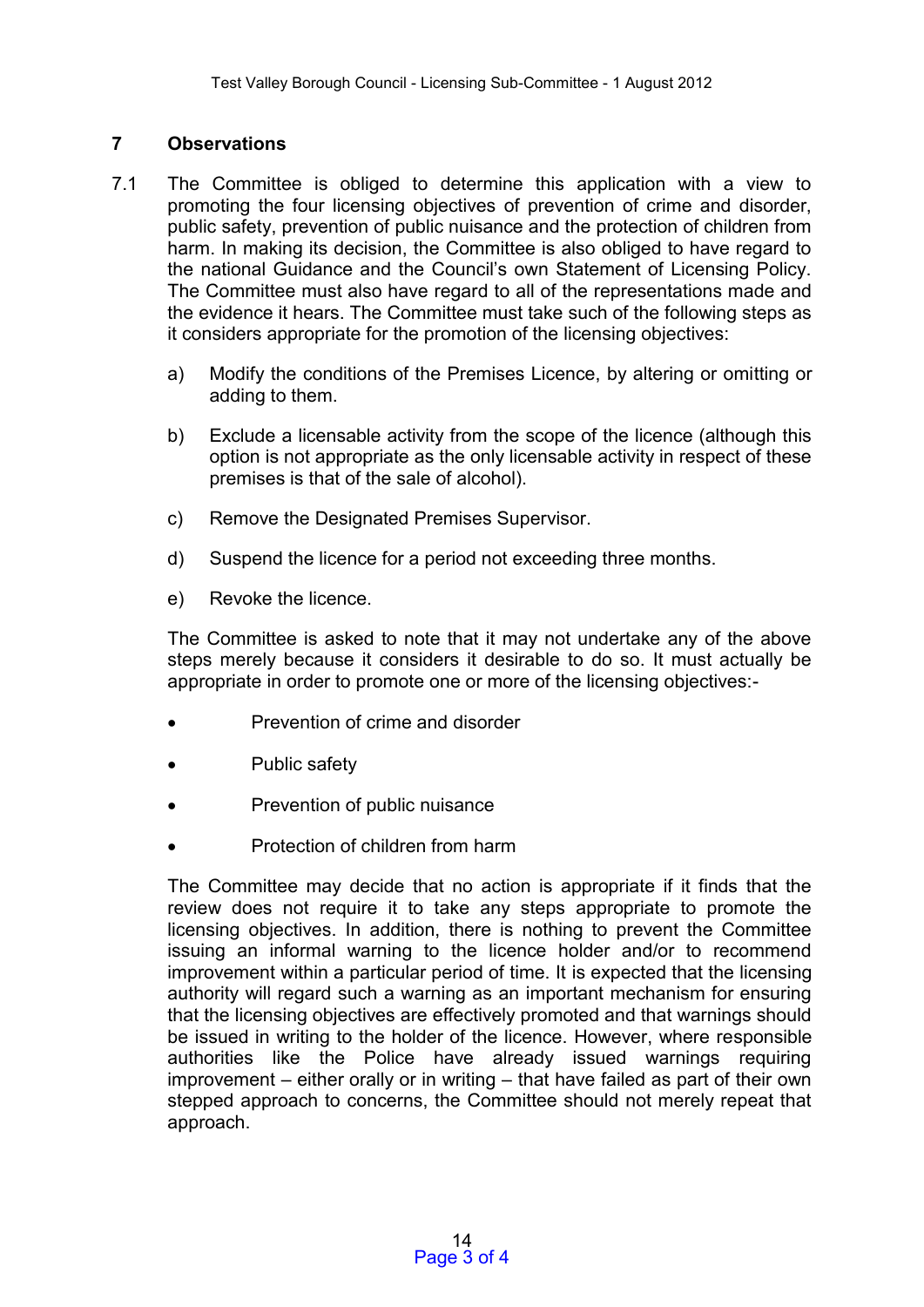## 7 Observations

7.1 The Committee is obliged to determine this application with a view to promoting the four licensing objectives of prevention of crime and disorder, public safety, prevention of public nuisance and the protection of children from harm. In making its decision, the Committee is also obliged to have regard to the national Guidance and the Council's own Statement of Licensing Policy. The Committee must also have regard to all of the representations made and the evidence it hears. The Committee must take such of the following steps as it considers appropriate for the promotion of the licensing objectives:

a) Modify the conditions of the Premises Licence, by altering or omitting or adding to them.

b) Exclude a licensable activity from the scope of the licence (although this option is not appropriate as the only licensable activity in respect of these premises is that of the sale of alcohol).

c) Remove the Designated Premises Supervisor.

d) Suspend the licence for a period not exceeding three months.

e) Revoke the licence.

The Committee is asked to note that it may not undertake any of the above steps merely because it considers it desirable to do so. It must actually be appropriate in order to promote one or more of the licensing objectives:-

- Prevention of crime and disorder
- Public safety
- Prevention of public nuisance
- Protection of children from harm

The Committee may decide that no action is appropriate if it finds that the review does not require it to take any steps appropriate to promote the licensing objectives. In addition, there is nothing to prevent the Committee issuing an informal warning to the licence holder and/or to recommend improvement within a particular period of time. It is expected that the licensing authority will regard such a warning as an important mechanism for ensuring that the licensing objectives are effectively promoted and that warnings should be issued in writing to the holder of the licence. However, where responsible authorities like the Police have already issued warnings requiring improvement – either orally or in writing – that have failed as part of their own stepped approach to concerns, the Committee should not merely repeat that approach.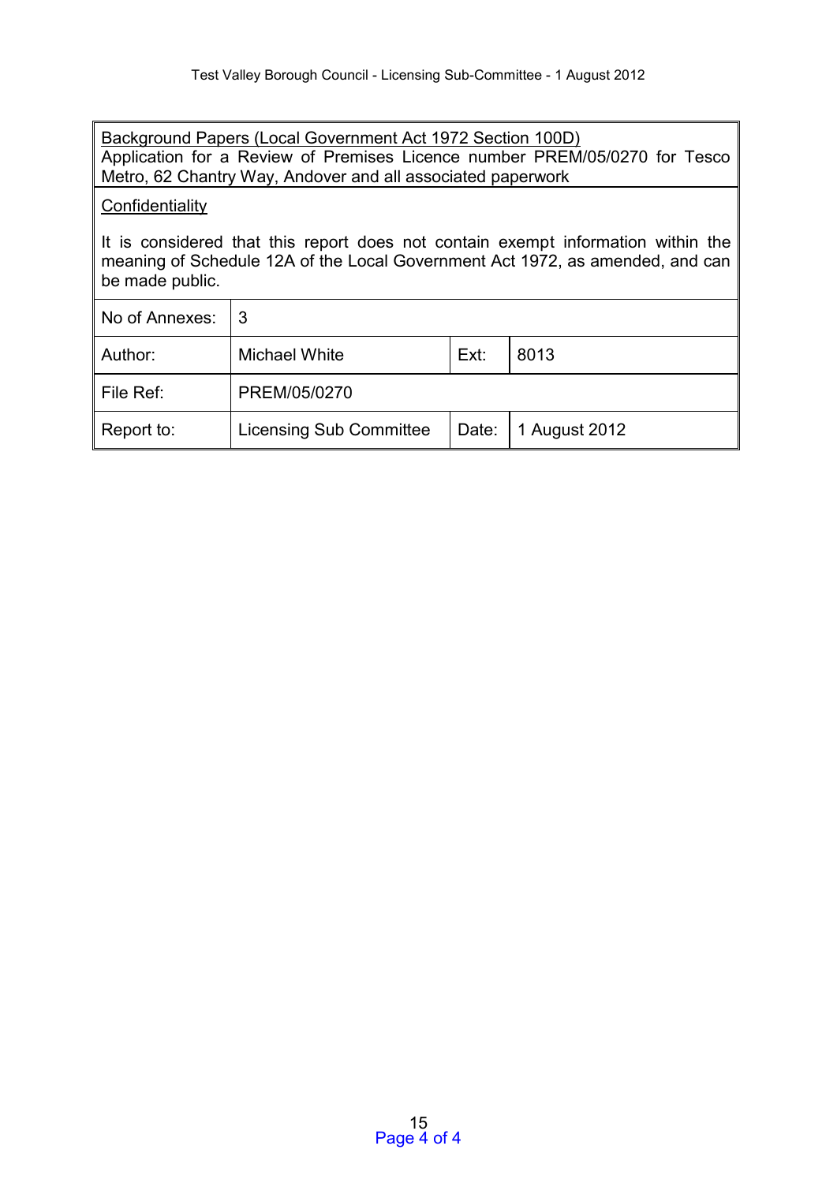Background Papers (Local Government Act 1972 Section 100D)
Application for a Review of Premises Licence number PREM/05/0270 for Tesco Metro, 62 Chantry Way, Andover and all associated paperwork

Confidentiality

It is considered that this report does not contain exempt information within the meaning of Schedule 12A of the Local Government Act 1972, as amended, and can be made public.

| | | | |
|---|---|---|---|
| No of Annexes: | 3 | | |
| Author: | Michael White | Ext: | 8013 |
| File Ref: | PREM/05/0270 | | |
| Report to: | Licensing Sub Committee | Date: | 1 August 2012 |